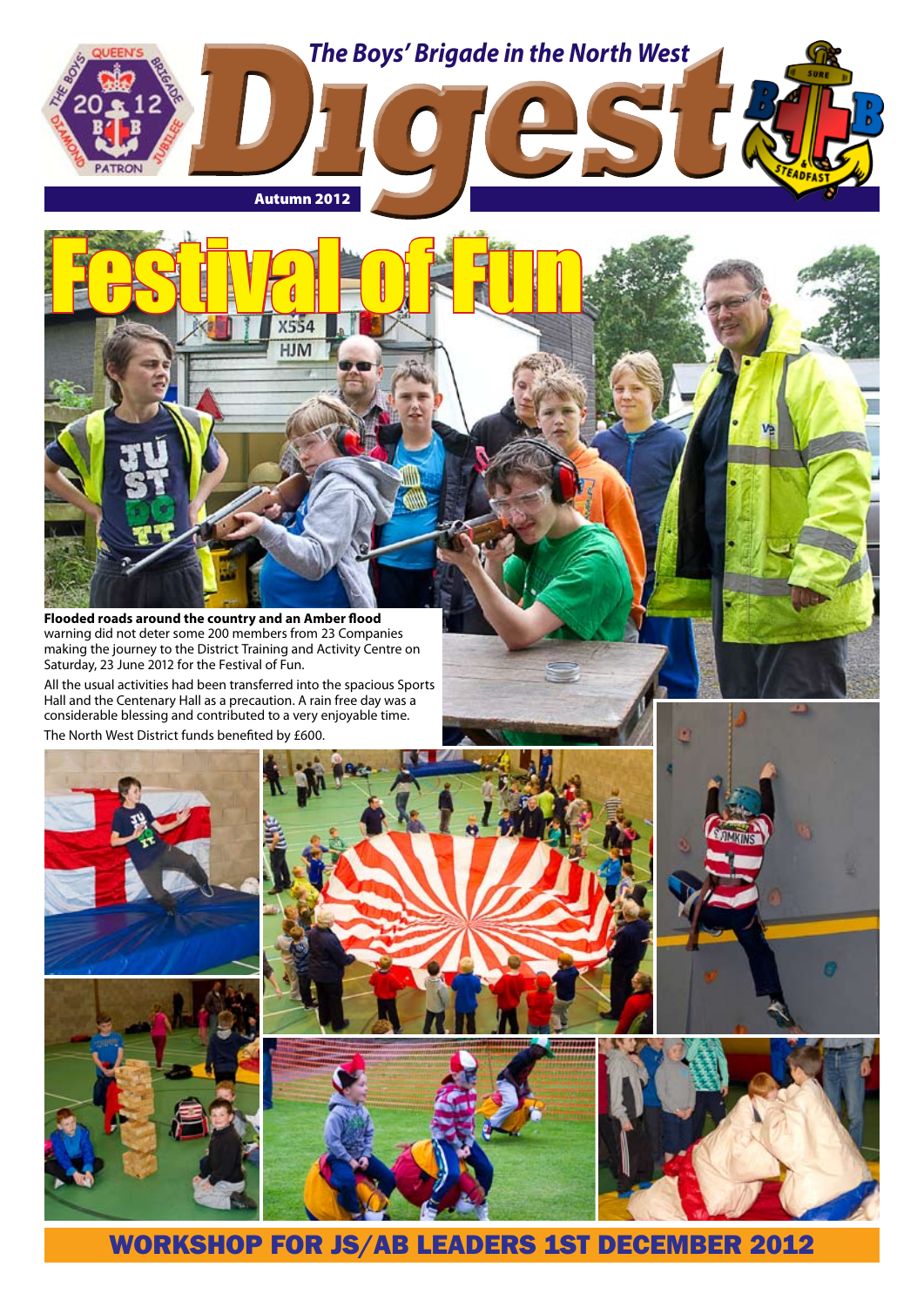# The Boys' Brigade in the North West Digest

Autumn 2012

# Festival of Fun

**Flooded roads around the country and an Amber flood** warning did not deter some 200 members from 23 Companies making the journey to the District Training and Activity Centre on Saturday, 23 June 2012 for the Festival of Fun.

All the usual activities had been transferred into the spacious Sports Hall and the Centenary Hall as a precaution. A rain free day was a considerable blessing and contributed to a very enjoyable time.

The North West District funds benefited by £600.

## WORKSHOP FOR JS/AB LEADERS 1ST DECEMBER 2012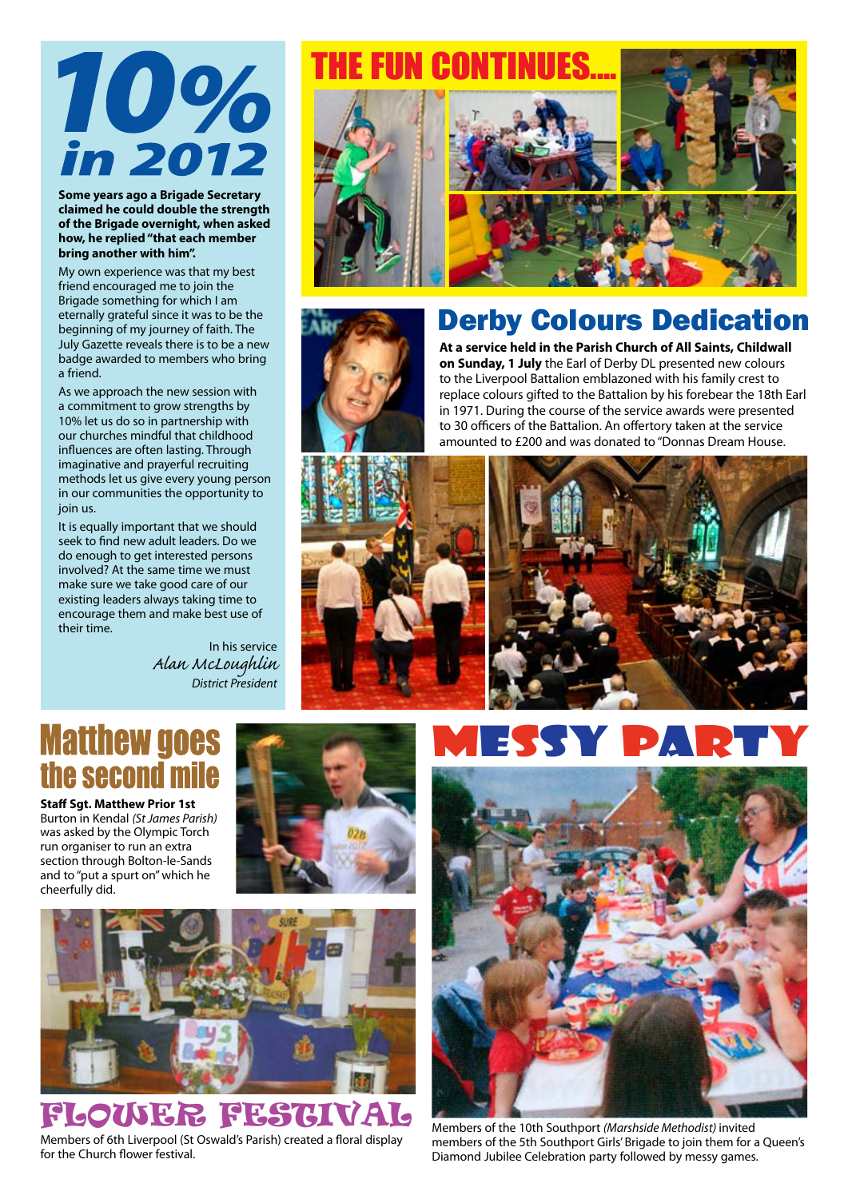# 10% in 2012

**Some years ago a Brigade Secretary claimed he could double the strength of the Brigade overnight, when asked how, he replied "that each member bring another with him".**

My own experience was that my best friend encouraged me to join the Brigade something for which I am eternally grateful since it was to be the beginning of my journey of faith. The July Gazette reveals there is to be a new badge awarded to members who bring a friend.

As we approach the new session with a commitment to grow strengths by 10% let us do so in partnership with our churches mindful that childhood influences are often lasting. Through imaginative and prayerful recruiting methods let us give every young person in our communities the opportunity to join us.

It is equally important that we should seek to find new adult leaders. Do we do enough to get interested persons involved? At the same time we must make sure we take good care of our existing leaders always taking time to encourage them and make best use of their time.

In his service
*Alan McLoughlin*
*District President*

# THE FUN CONTINUES....

# Derby Colours Dedication

**At a service held in the Parish Church of All Saints, Childwall on Sunday, 1 July** the Earl of Derby DL presented new colours to the Liverpool Battalion emblazoned with his family crest to replace colours gifted to the Battalion by his forebear the 18th Earl in 1971. During the course of the service awards were presented to 30 officers of the Battalion. An offertory taken at the service amounted to £200 and was donated to "Donnas Dream House.

# Matthew goes the second mile

**Staff Sgt. Matthew Prior 1st** Burton in Kendal *(St James Parish)* was asked by the Olympic Torch run organiser to run an extra section through Bolton-le-Sands and to "put a spurt on" which he cheerfully did.

# FLOWER FESTIVAL

Members of 6th Liverpool (St Oswald's Parish) created a floral display for the Church flower festival.

# MESSY PARTY

Members of the 10th Southport *(Marshside Methodist)* invited members of the 5th Southport Girls' Brigade to join them for a Queen's Diamond Jubilee Celebration party followed by messy games.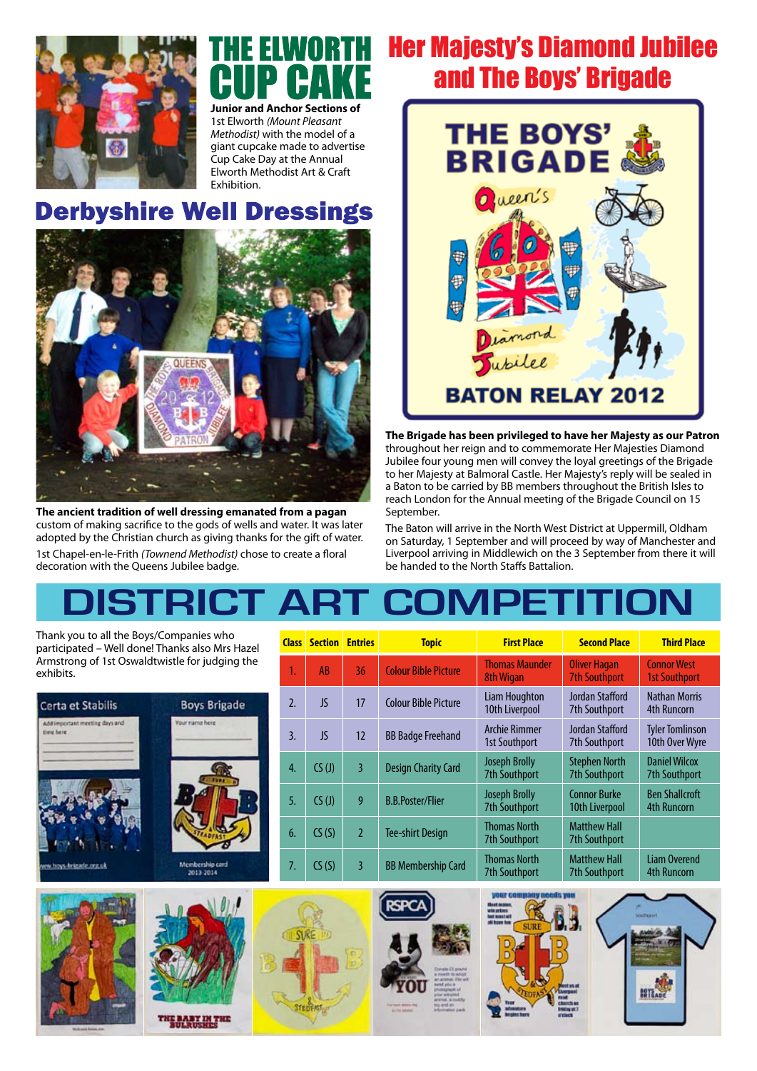# THE ELWORTH CUP CAKE

**Junior and Anchor Sections of** 1st Elworth *(Mount Pleasant Methodist)* with the model of a giant cupcake made to advertise Cup Cake Day at the Annual Elworth Methodist Art & Craft Exhibition.

# Derbyshire Well Dressings

**The ancient tradition of well dressing emanated from a pagan** custom of making sacrifice to the gods of wells and water. It was later adopted by the Christian church as giving thanks for the gift of water.

1st Chapel-en-le-Frith *(Townend Methodist)* chose to create a floral decoration with the Queens Jubilee badge.

# Her Majesty's Diamond Jubilee and The Boys' Brigade

**The Brigade has been privileged to have her Majesty as our Patron** throughout her reign and to commemorate Her Majesties Diamond Jubilee four young men will convey the loyal greetings of the Brigade to her Majesty at Balmoral Castle. Her Majesty's reply will be sealed in a Baton to be carried by BB members throughout the British Isles to reach London for the Annual meeting of the Brigade Council on 15 September.

The Baton will arrive in the North West District at Uppermill, Oldham on Saturday, 1 September and will proceed by way of Manchester and Liverpool arriving in Middlewich on the 3 September from there it will be handed to the North Staffs Battalion.

# DISTRICT ART COMPETITION

Thank you to all the Boys/Companies who participated – Well done! Thanks also Mrs Hazel Armstrong of 1st Oswaldtwistle for judging the exhibits.

| Class | Section | Entries | Topic | First Place | Second Place | Third Place |
|---|---|---|---|---|---|---|
| 1. | AB | 36 | Colour Bible Picture | Thomas Maunder 8th Wigan | Oliver Hagan 7th Southport | Connor West 1st Southport |
| 2. | JS | 17 | Colour Bible Picture | Liam Houghton 10th Liverpool | Jordan Stafford 7th Southport | Nathan Morris 4th Runcorn |
| 3. | JS | 12 | BB Badge Freehand | Archie Rimmer 1st Southport | Jordan Stafford 7th Southport | Tyler Tomlinson 10th Over Wyre |
| 4. | CS (J) | 3 | Design Charity Card | Joseph Brolly 7th Southport | Stephen North 7th Southport | Daniel Wilcox 7th Southport |
| 5. | CS (J) | 9 | B.B.Poster/Flier | Joseph Brolly 7th Southport | Connor Burke 10th Liverpool | Ben Shallcroft 4th Runcorn |
| 6. | CS (S) | 2 | Tee-shirt Design | Thomas North 7th Southport | Matthew Hall 7th Southport | |
| 7. | CS (S) | 3 | BB Membership Card | Thomas North 7th Southport | Matthew Hall 7th Southport | Liam Overend 4th Runcorn |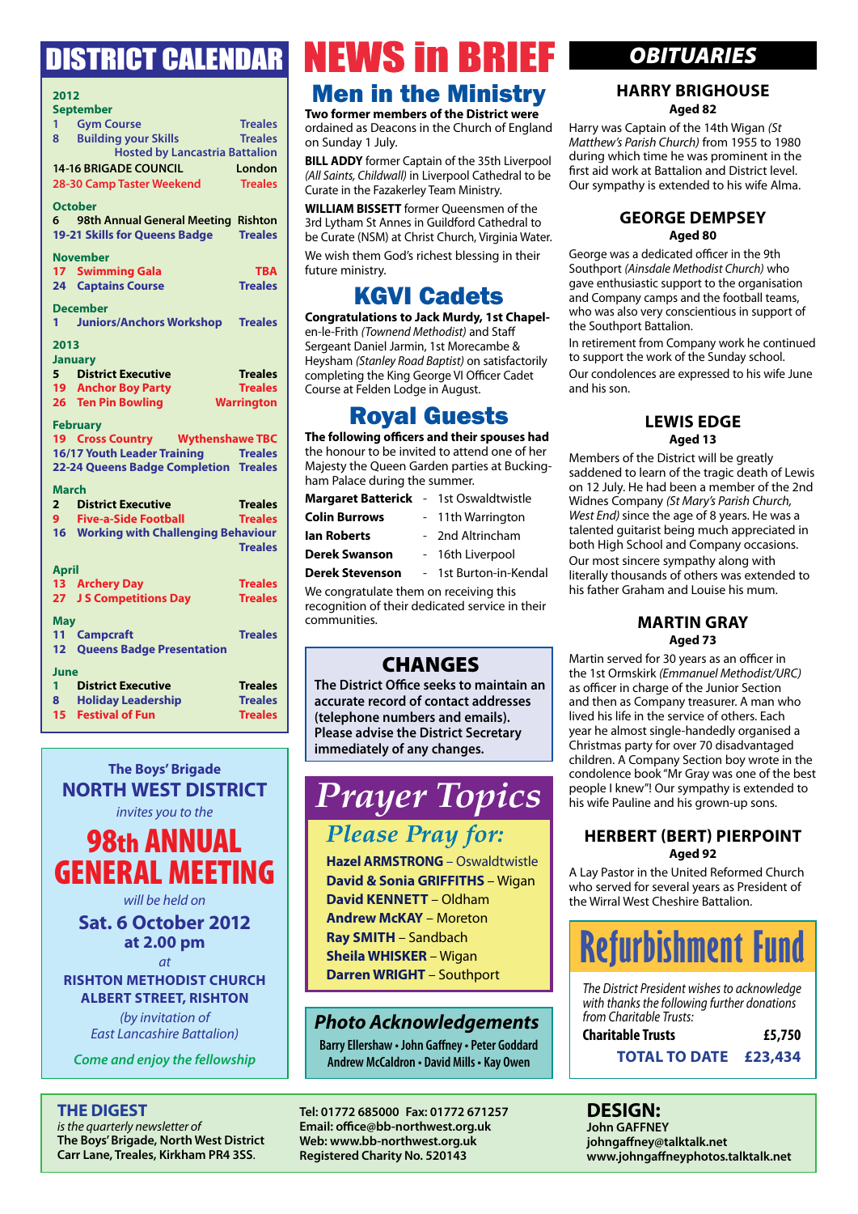# DISTRICT CALENDAR

**2012**

**September**

| | | |
|---|---|---|
| 1 | Gym Course | Treales |
| 8 | Building your Skills | Treales |
| | Hosted by Lancastria Battalion | |
| 14-16 | BRIGADE COUNCIL | London |
| 28-30 | Camp Taster Weekend | Treales |

**October**

| | | |
|---|---|---|
| 6 | 98th Annual General Meeting | Rishton |
| 19-21 | Skills for Queens Badge | Treales |

**November**

| | | |
|---|---|---|
| 17 | Swimming Gala | TBA |
| 24 | Captains Course | Treales |

**December**

| | | |
|---|---|---|
| 1 | Juniors/Anchors Workshop | Treales |

**2013**

**January**

| | | |
|---|---|---|
| 5 | District Executive | Treales |
| 19 | Anchor Boy Party | Treales |
| 26 | Ten Pin Bowling | Warrington |

**February**

| | | |
|---|---|---|
| 19 | Cross Country | Wythenshawe TBC |
| 16/17 | Youth Leader Training | Treales |
| 22-24 | Queens Badge Completion | Treales |

**March**

| | | |
|---|---|---|
| 2 | District Executive | Treales |
| 9 | Five-a-Side Football | Treales |
| 16 | Working with Challenging Behaviour | Treales |

**April**

| | | |
|---|---|---|
| 13 | Archery Day | Treales |
| 27 | J S Competitions Day | Treales |

**May**

| | | |
|---|---|---|
| 11 | Campcraft | Treales |
| 12 | Queens Badge Presentation | |

**June**

| | | |
|---|---|---|
| 1 | District Executive | Treales |
| 8 | Holiday Leadership | Treales |
| 15 | Festival of Fun | Treales |

---

**The Boys' Brigade**

**NORTH WEST DISTRICT**

*invites you to the*

## 98th ANNUAL GENERAL MEETING

*will be held on*

**Sat. 6 October 2012**

**at 2.00 pm**

*at*

**RISHTON METHODIST CHURCH**

**ALBERT STREET, RISHTON**

*(by invitation of East Lancashire Battalion)*

*Come and enjoy the fellowship*

# NEWS in BRIEF

## Men in the Ministry

**Two former members of the District were** ordained as Deacons in the Church of England on Sunday 1 July.

**BILL ADDY** former Captain of the 35th Liverpool *(All Saints, Childwall)* in Liverpool Cathedral to be Curate in the Fazakerley Team Ministry.

**WILLIAM BISSETT** former Queensmen of the 3rd Lytham St Annes in Guildford Cathedral to be Curate (NSM) at Christ Church, Virginia Water.

We wish them God's richest blessing in their future ministry.

## KGVI Cadets

**Congratulations to Jack Murdy, 1st Chapel-**en-le-Frith *(Townend Methodist)* and Staff Sergeant Daniel Jarmin, 1st Morecambe & Heysham *(Stanley Road Baptist)* on satisfactorily completing the King George VI Officer Cadet Course at Felden Lodge in August.

## Royal Guests

**The following officers and their spouses had** the honour to be invited to attend one of her Majesty the Queen Garden parties at Buckingham Palace during the summer.

| | | |
|---|---|---|
| **Margaret Batterick** | - | 1st Oswaldtwistle |
| **Colin Burrows** | - | 11th Warrington |
| **Ian Roberts** | - | 2nd Altrincham |
| **Derek Swanson** | - | 16th Liverpool |
| **Derek Stevenson** | - | 1st Burton-in-Kendal |

We congratulate them on receiving this recognition of their dedicated service in their communities.

## CHANGES

**The District Office seeks to maintain an accurate record of contact addresses (telephone numbers and emails). Please advise the District Secretary immediately of any changes.**

## Prayer Topics

### Please Pray for:

- **Hazel ARMSTRONG** – Oswaldtwistle
- **David & Sonia GRIFFITHS** – Wigan
- **David KENNETT** – Oldham
- **Andrew McKAY** – Moreton
- **Ray SMITH** – Sandbach
- **Sheila WHISKER** – Wigan
- **Darren WRIGHT** – Southport

## Photo Acknowledgements

**Barry Ellershaw • John Gaffney • Peter Goddard**
**Andrew McCaldron • David Mills • Kay Owen**

# OBITUARIES

### HARRY BRIGHOUSE
**Aged 82**

Harry was Captain of the 14th Wigan *(St Matthew's Parish Church)* from 1955 to 1980 during which time he was prominent in the first aid work at Battalion and District level. Our sympathy is extended to his wife Alma.

### GEORGE DEMPSEY
**Aged 80**

George was a dedicated officer in the 9th Southport *(Ainsdale Methodist Church)* who gave enthusiastic support to the organisation and Company camps and the football teams, who was also very conscientious in support of the Southport Battalion.

In retirement from Company work he continued to support the work of the Sunday school.

Our condolences are expressed to his wife June and his son.

### LEWIS EDGE
**Aged 13**

Members of the District will be greatly saddened to learn of the tragic death of Lewis on 12 July. He had been a member of the 2nd Widnes Company *(St Mary's Parish Church, West End)* since the age of 8 years. He was a talented guitarist being much appreciated in both High School and Company occasions.

Our most sincere sympathy along with literally thousands of others was extended to his father Graham and Louise his mum.

### MARTIN GRAY
**Aged 73**

Martin served for 30 years as an officer in the 1st Ormskirk *(Emmanuel Methodist/URC)* as officer in charge of the Junior Section and then as Company treasurer. A man who lived his life in the service of others. Each year he almost single-handedly organised a Christmas party for over 70 disadvantaged children. A Company Section boy wrote in the condolence book "Mr Gray was one of the best people I knew"! Our sympathy is extended to his wife Pauline and his grown-up sons.

### HERBERT (BERT) PIERPOINT
**Aged 92**

A Lay Pastor in the United Reformed Church who served for several years as President of the Wirral West Cheshire Battalion.

## Refurbishment Fund

*The District President wishes to acknowledge with thanks the following further donations from Charitable Trusts:*

| | |
|---|---|
| **Charitable Trusts** | **£5,750** |
| **TOTAL TO DATE** | **£23,434** |

---

**THE DIGEST**
*is the quarterly newsletter of*
**The Boys' Brigade, North West District**
**Carr Lane, Treales, Kirkham PR4 3SS.**

**Tel: 01772 685000 Fax: 01772 671257**
**Email: office@bb-northwest.org.uk**
**Web: www.bb-northwest.org.uk**
**Registered Charity No. 520143**

**DESIGN:**
**John GAFFNEY**
**johngaffney@talktalk.net**
**www.johngaffneyphotos.talktalk.net**